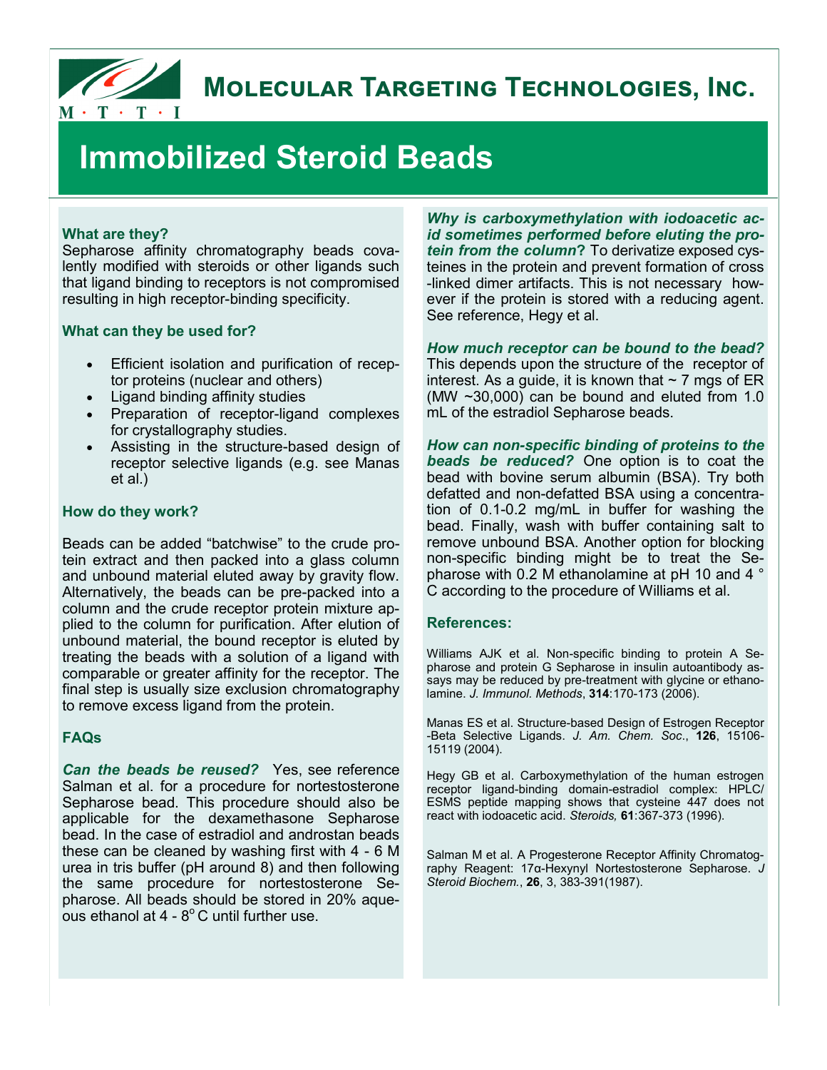# Molecular Targeting Technologies, Inc.

M · T · T · I

# Immobilized Steroid Beads

### What are they?

Sepharose affinity chromatography beads covalently modified with steroids or other ligands such that ligand binding to receptors is not compromised resulting in high receptor-binding specificity.

### What can they be used for?

- Efficient isolation and purification of receptor proteins (nuclear and others)
- Ligand binding affinity studies
- Preparation of receptor-ligand complexes for crystallography studies.
- Assisting in the structure-based design of receptor selective ligands (e.g. see Manas et al.)

### How do they work?

Beads can be added "batchwise" to the crude protein extract and then packed into a glass column and unbound material eluted away by gravity flow. Alternatively, the beads can be pre-packed into a column and the crude receptor protein mixture applied to the column for purification. After elution of unbound material, the bound receptor is eluted by treating the beads with a solution of a ligand with comparable or greater affinity for the receptor. The final step is usually size exclusion chromatography to remove excess ligand from the protein.

### FAQs

***Can the beads be reused?*** Yes, see reference Salman et al. for a procedure for nortestosterone Sepharose bead. This procedure should also be applicable for the dexamethasone Sepharose bead. In the case of estradiol and androstan beads these can be cleaned by washing first with 4 - 6 M urea in tris buffer (pH around 8) and then following the same procedure for nortestosterone Sepharose. All beads should be stored in 20% aqueous ethanol at 4 - 8$^{o}$ C until further use.

***Why is carboxymethylation with iodoacetic acid sometimes performed before eluting the protein from the column?*** To derivatize exposed cysteines in the protein and prevent formation of cross-linked dimer artifacts. This is not necessary however if the protein is stored with a reducing agent. See reference, Hegy et al.

***How much receptor can be bound to the bead?*** This depends upon the structure of the receptor of interest. As a guide, it is known that ~ 7 mgs of ER (MW ~30,000) can be bound and eluted from 1.0 mL of the estradiol Sepharose beads.

***How can non-specific binding of proteins to the beads be reduced?*** One option is to coat the bead with bovine serum albumin (BSA). Try both defatted and non-defatted BSA using a concentration of 0.1-0.2 mg/mL in buffer for washing the bead. Finally, wash with buffer containing salt to remove unbound BSA. Another option for blocking non-specific binding might be to treat the Sepharose with 0.2 M ethanolamine at pH 10 and 4 ° C according to the procedure of Williams et al.

### References:

Williams AJK et al. Non-specific binding to protein A Sepharose and protein G Sepharose in insulin autoantibody assays may be reduced by pre-treatment with glycine or ethanolamine. *J. Immunol. Methods*, **314**:170-173 (2006).

Manas ES et al. Structure-based Design of Estrogen Receptor-Beta Selective Ligands. *J. Am. Chem. Soc*., **126**, 15106-15119 (2004).

Hegy GB et al. Carboxymethylation of the human estrogen receptor ligand-binding domain-estradiol complex: HPLC/ESMS peptide mapping shows that cysteine 447 does not react with iodoacetic acid. *Steroids,* **61**:367-373 (1996).

Salman M et al. A Progesterone Receptor Affinity Chromatography Reagent: 17α-Hexynyl Nortestosterone Sepharose. *J Steroid Biochem.*, **26**, 3, 383-391(1987).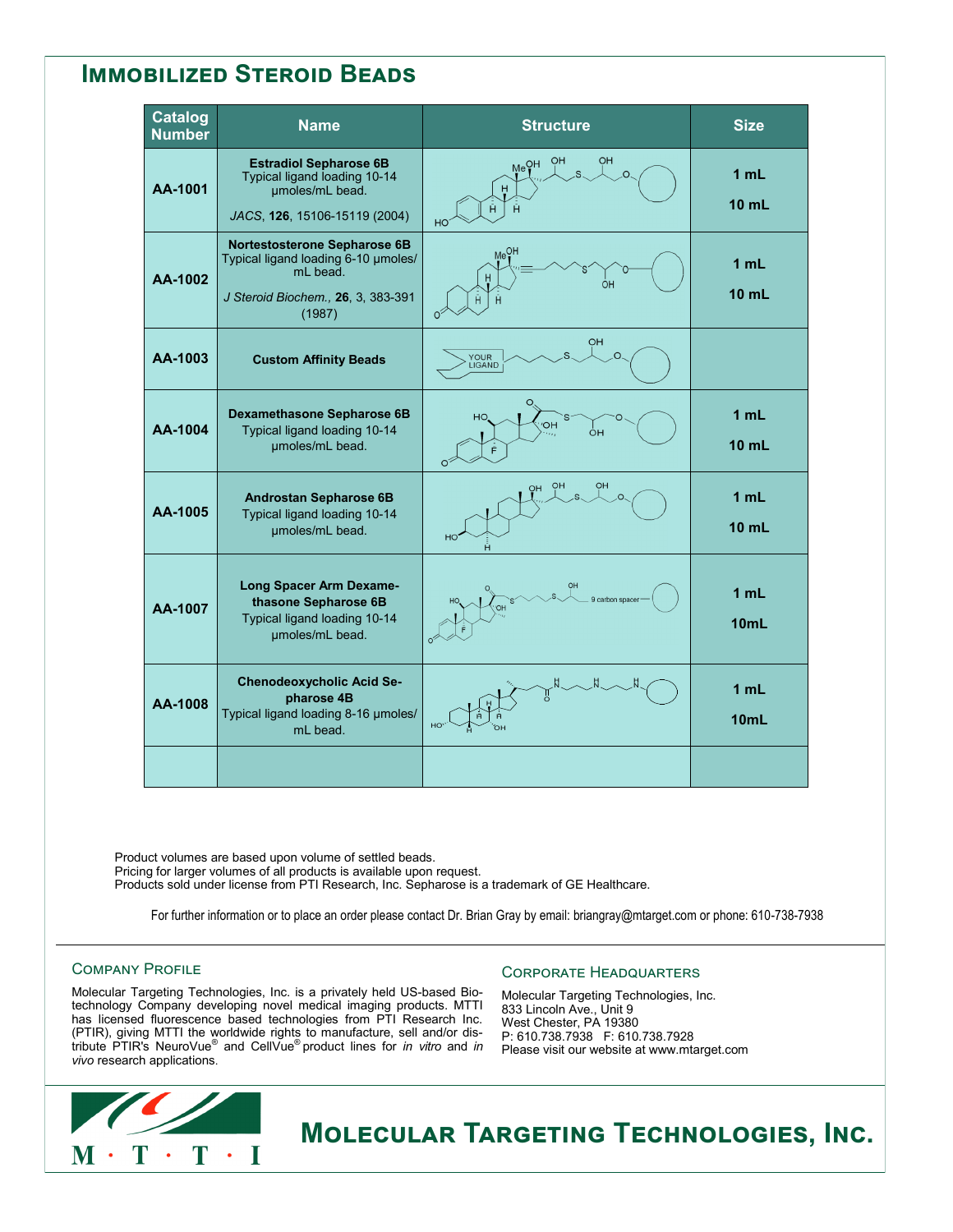# Immobilized Steroid Beads

| Catalog Number | Name | Structure | Size |
|---|---|---|---|
| AA-1001 | **Estradiol Sepharose 6B** Typical ligand loading 10-14 µmoles/mL bead. *JACS*, **126**, 15106-15119 (2004) | | **1 mL** **10 mL** |
| AA-1002 | **Nortestosterone Sepharose 6B** Typical ligand loading 6-10 µmoles/mL bead. *J Steroid Biochem.*, **26**, 3, 383-391 (1987) | | **1 mL** **10 mL** |
| AA-1003 | **Custom Affinity Beads** | YOUR LIGAND | |
| AA-1004 | **Dexamethasone Sepharose 6B** Typical ligand loading 10-14 µmoles/mL bead. | | **1 mL** **10 mL** |
| AA-1005 | **Androstan Sepharose 6B** Typical ligand loading 10-14 µmoles/mL bead. | | **1 mL** **10 mL** |
| AA-1007 | **Long Spacer Arm Dexamethasone Sepharose 6B** Typical ligand loading 10-14 µmoles/mL bead. | 9 carbon spacer | **1 mL** **10mL** |
| AA-1008 | **Chenodeoxycholic Acid Sepharose 4B** Typical ligand loading 8-16 µmoles/mL bead. | | **1 mL** **10mL** |
| | | | |

Product volumes are based upon volume of settled beads.
Pricing for larger volumes of all products is available upon request.
Products sold under license from PTI Research, Inc. Sepharose is a trademark of GE Healthcare.

For further information or to place an order please contact Dr. Brian Gray by email: briangray@mtarget.com or phone: 610-738-7938

## Company Profile

Molecular Targeting Technologies, Inc. is a privately held US-based Biotechnology Company developing novel medical imaging products. MTTI has licensed fluorescence based technologies from PTI Research Inc. (PTIR), giving MTTI the worldwide rights to manufacture, sell and/or distribute PTIR's NeuroVue® and CellVue® product lines for *in vitro* and *in vivo* research applications.

## Corporate Headquarters

Molecular Targeting Technologies, Inc.
833 Lincoln Ave., Unit 9
West Chester, PA 19380
P: 610.738.7938 F: 610.738.7928
Please visit our website at www.mtarget.com

M · T · T · I

**Molecular Targeting Technologies, Inc.**